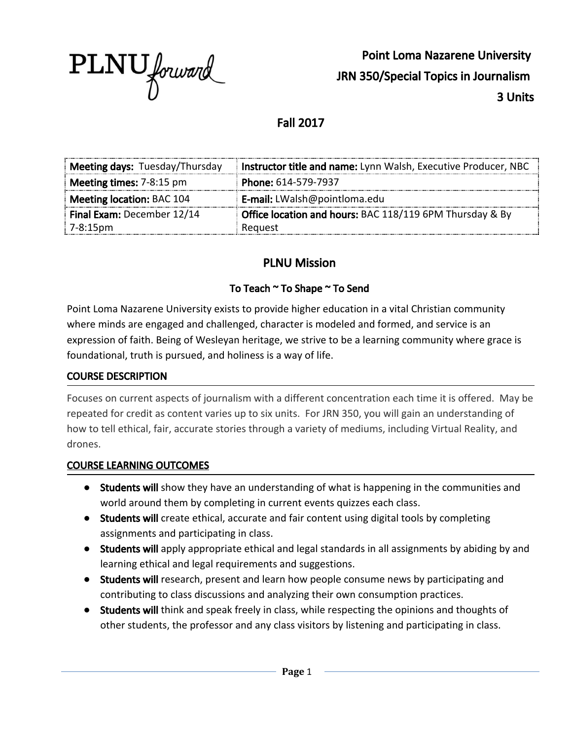PLNU forward

**Point Loma Nazarene University**

**JRN 350/Special Topics in Journalism**

**3 Units**

## Fall 2017

| **Meeting days:** Tuesday/Thursday | **Instructor title and name:** Lynn Walsh, Executive Producer, NBC |
|---|---|
| **Meeting times:** 7-8:15 pm | **Phone:** 614-579-7937 |
| **Meeting location:** BAC 104 | **E-mail:** LWalsh@pointloma.edu |
| **Final Exam:** December 12/14 7-8:15pm | **Office location and hours:** BAC 118/119 6PM Thursday & By Request |

## PLNU Mission

### To Teach ~ To Shape ~ To Send

Point Loma Nazarene University exists to provide higher education in a vital Christian community where minds are engaged and challenged, character is modeled and formed, and service is an expression of faith. Being of Wesleyan heritage, we strive to be a learning community where grace is foundational, truth is pursued, and holiness is a way of life.

### COURSE DESCRIPTION

Focuses on current aspects of journalism with a different concentration each time it is offered. May be repeated for credit as content varies up to six units. For JRN 350, you will gain an understanding of how to tell ethical, fair, accurate stories through a variety of mediums, including Virtual Reality, and drones.

### COURSE LEARNING OUTCOMES

- **Students will** show they have an understanding of what is happening in the communities and world around them by completing in current events quizzes each class.
- **Students will** create ethical, accurate and fair content using digital tools by completing assignments and participating in class.
- **Students will** apply appropriate ethical and legal standards in all assignments by abiding by and learning ethical and legal requirements and suggestions.
- **Students will** research, present and learn how people consume news by participating and contributing to class discussions and analyzing their own consumption practices.
- **Students will** think and speak freely in class, while respecting the opinions and thoughts of other students, the professor and any class visitors by listening and participating in class.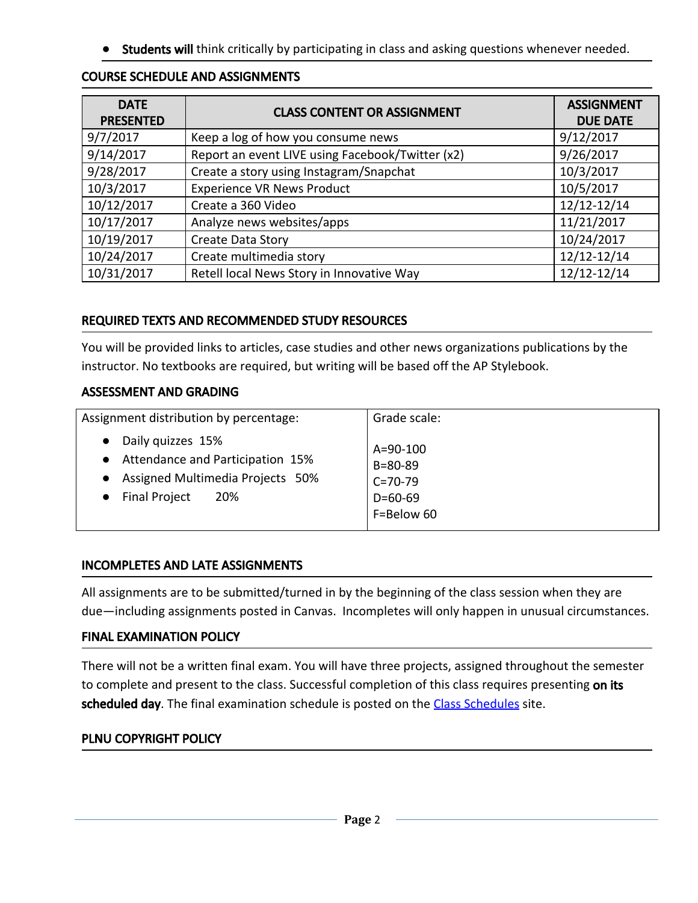- **Students will** think critically by participating in class and asking questions whenever needed.

## COURSE SCHEDULE AND ASSIGNMENTS

| DATE PRESENTED | CLASS CONTENT OR ASSIGNMENT | ASSIGNMENT DUE DATE |
|---|---|---|
| 9/7/2017 | Keep a log of how you consume news | 9/12/2017 |
| 9/14/2017 | Report an event LIVE using Facebook/Twitter (x2) | 9/26/2017 |
| 9/28/2017 | Create a story using Instagram/Snapchat | 10/3/2017 |
| 10/3/2017 | Experience VR News Product | 10/5/2017 |
| 10/12/2017 | Create a 360 Video | 12/12-12/14 |
| 10/17/2017 | Analyze news websites/apps | 11/21/2017 |
| 10/19/2017 | Create Data Story | 10/24/2017 |
| 10/24/2017 | Create multimedia story | 12/12-12/14 |
| 10/31/2017 | Retell local News Story in Innovative Way | 12/12-12/14 |

## REQUIRED TEXTS AND RECOMMENDED STUDY RESOURCES

You will be provided links to articles, case studies and other news organizations publications by the instructor. No textbooks are required, but writing will be based off the AP Stylebook.

## ASSESSMENT AND GRADING

| Assignment distribution by percentage: | Grade scale: |
|---|---|
| • Daily quizzes 15%<br>• Attendance and Participation 15%<br>• Assigned Multimedia Projects 50%<br>• Final Project 20% | A=90-100<br>B=80-89<br>C=70-79<br>D=60-69<br>F=Below 60 |

## INCOMPLETES AND LATE ASSIGNMENTS

All assignments are to be submitted/turned in by the beginning of the class session when they are due—including assignments posted in Canvas. Incompletes will only happen in unusual circumstances.

## FINAL EXAMINATION POLICY

There will not be a written final exam. You will have three projects, assigned throughout the semester to complete and present to the class. Successful completion of this class requires presenting **on its scheduled day**. The final examination schedule is posted on the Class Schedules site.

## PLNU COPYRIGHT POLICY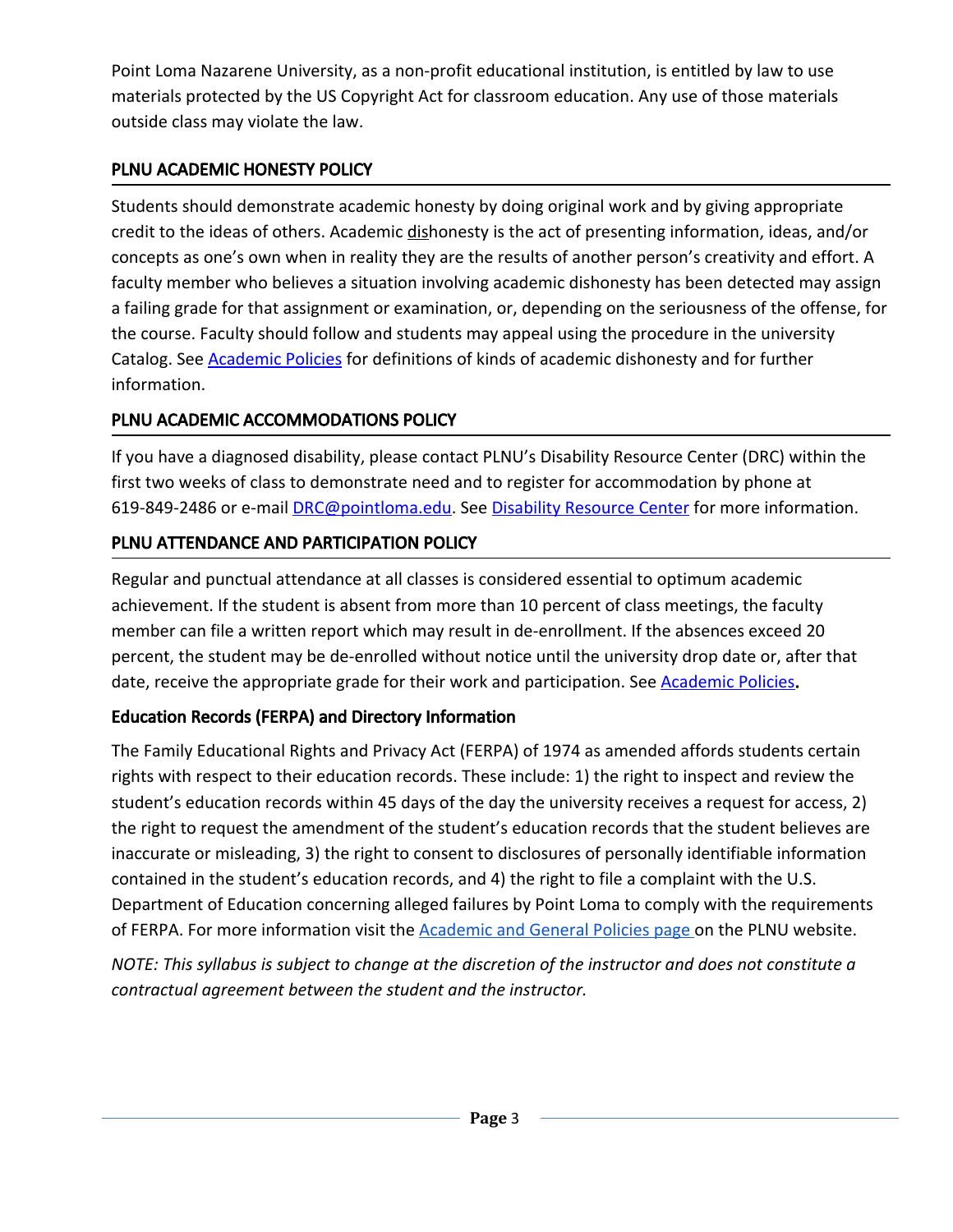Point Loma Nazarene University, as a non-profit educational institution, is entitled by law to use materials protected by the US Copyright Act for classroom education. Any use of those materials outside class may violate the law.

## PLNU ACADEMIC HONESTY POLICY

Students should demonstrate academic honesty by doing original work and by giving appropriate credit to the ideas of others. Academic dishonesty is the act of presenting information, ideas, and/or concepts as one's own when in reality they are the results of another person's creativity and effort. A faculty member who believes a situation involving academic dishonesty has been detected may assign a failing grade for that assignment or examination, or, depending on the seriousness of the offense, for the course. Faculty should follow and students may appeal using the procedure in the university Catalog. See Academic Policies for definitions of kinds of academic dishonesty and for further information.

## PLNU ACADEMIC ACCOMMODATIONS POLICY

If you have a diagnosed disability, please contact PLNU's Disability Resource Center (DRC) within the first two weeks of class to demonstrate need and to register for accommodation by phone at 619-849-2486 or e-mail DRC@pointloma.edu. See Disability Resource Center for more information.

## PLNU ATTENDANCE AND PARTICIPATION POLICY

Regular and punctual attendance at all classes is considered essential to optimum academic achievement. If the student is absent from more than 10 percent of class meetings, the faculty member can file a written report which may result in de-enrollment. If the absences exceed 20 percent, the student may be de-enrolled without notice until the university drop date or, after that date, receive the appropriate grade for their work and participation. See Academic Policies**.**

## Education Records (FERPA) and Directory Information

The Family Educational Rights and Privacy Act (FERPA) of 1974 as amended affords students certain rights with respect to their education records. These include: 1) the right to inspect and review the student's education records within 45 days of the day the university receives a request for access, 2) the right to request the amendment of the student's education records that the student believes are inaccurate or misleading, 3) the right to consent to disclosures of personally identifiable information contained in the student's education records, and 4) the right to file a complaint with the U.S. Department of Education concerning alleged failures by Point Loma to comply with the requirements of FERPA. For more information visit the Academic and General Policies page on the PLNU website.

*NOTE: This syllabus is subject to change at the discretion of the instructor and does not constitute a contractual agreement between the student and the instructor.*